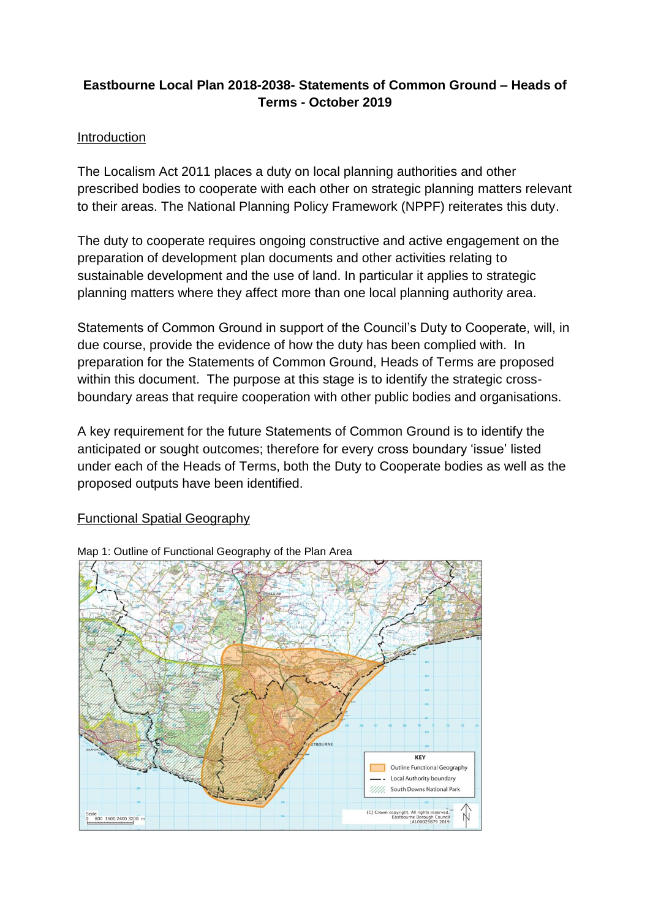# Eastbourne Local Plan 2018-2038- Statements of Common Ground – Heads of Terms - October 2019

## Introduction

The Localism Act 2011 places a duty on local planning authorities and other prescribed bodies to cooperate with each other on strategic planning matters relevant to their areas. The National Planning Policy Framework (NPPF) reiterates this duty.

The duty to cooperate requires ongoing constructive and active engagement on the preparation of development plan documents and other activities relating to sustainable development and the use of land. In particular it applies to strategic planning matters where they affect more than one local planning authority area.

Statements of Common Ground in support of the Council's Duty to Cooperate, will, in due course, provide the evidence of how the duty has been complied with. In preparation for the Statements of Common Ground, Heads of Terms are proposed within this document. The purpose at this stage is to identify the strategic cross-boundary areas that require cooperation with other public bodies and organisations.

A key requirement for the future Statements of Common Ground is to identify the anticipated or sought outcomes; therefore for every cross boundary 'issue' listed under each of the Heads of Terms, both the Duty to Cooperate bodies as well as the proposed outputs have been identified.

## Functional Spatial Geography

Map 1: Outline of Functional Geography of the Plan Area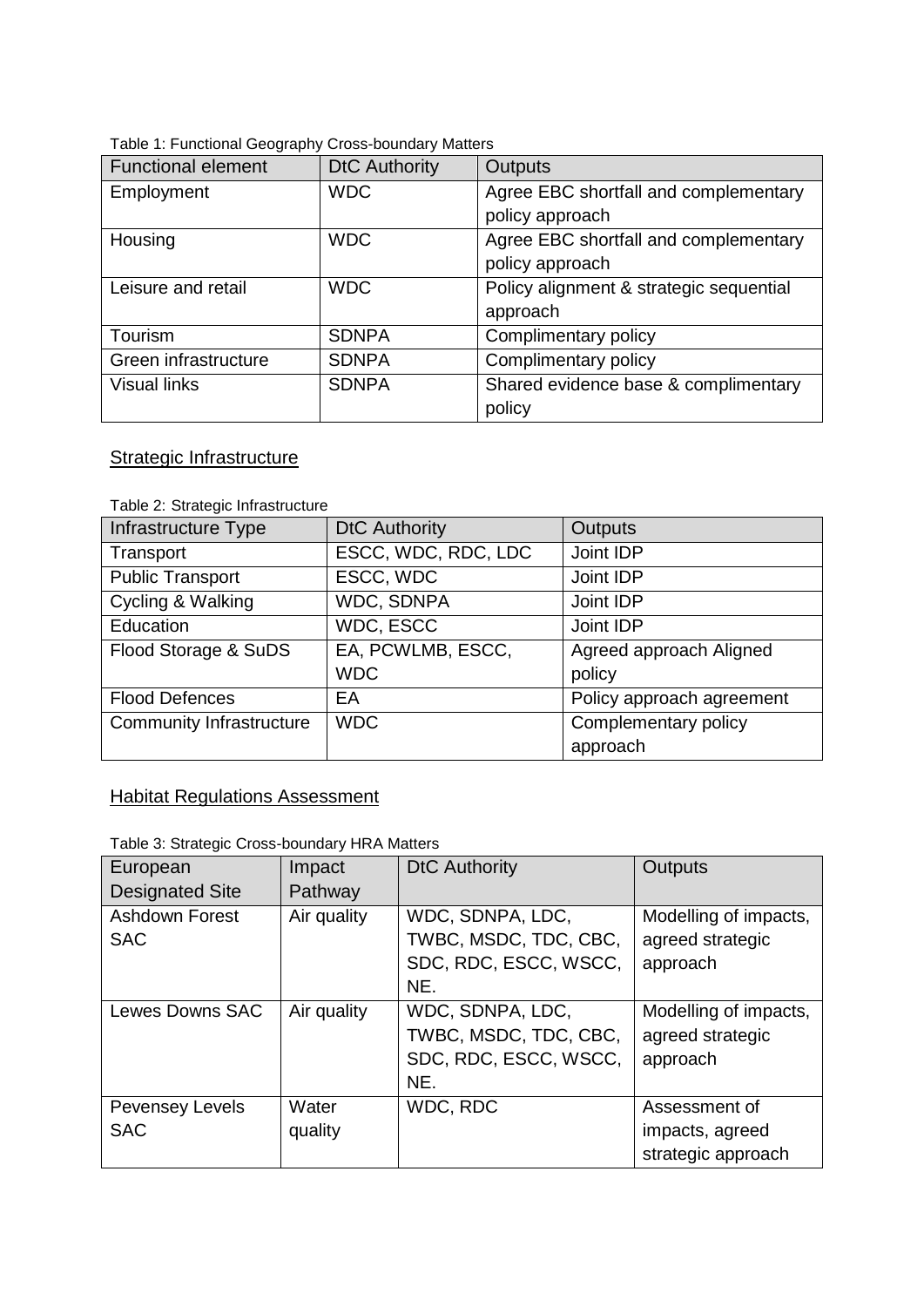Table 1: Functional Geography Cross-boundary Matters

| Functional element | DtC Authority | Outputs |
|---|---|---|
| Employment | WDC | Agree EBC shortfall and complementary policy approach |
| Housing | WDC | Agree EBC shortfall and complementary policy approach |
| Leisure and retail | WDC | Policy alignment & strategic sequential approach |
| Tourism | SDNPA | Complimentary policy |
| Green infrastructure | SDNPA | Complimentary policy |
| Visual links | SDNPA | Shared evidence base & complimentary policy |

## Strategic Infrastructure

Table 2: Strategic Infrastructure

| Infrastructure Type | DtC Authority | Outputs |
|---|---|---|
| Transport | ESCC, WDC, RDC, LDC | Joint IDP |
| Public Transport | ESCC, WDC | Joint IDP |
| Cycling & Walking | WDC, SDNPA | Joint IDP |
| Education | WDC, ESCC | Joint IDP |
| Flood Storage & SuDS | EA, PCWLMB, ESCC, WDC | Agreed approach Aligned policy |
| Flood Defences | EA | Policy approach agreement |
| Community Infrastructure | WDC | Complementary policy approach |

## Habitat Regulations Assessment

Table 3: Strategic Cross-boundary HRA Matters

| European Designated Site | Impact Pathway | DtC Authority | Outputs |
|---|---|---|---|
| Ashdown Forest SAC | Air quality | WDC, SDNPA, LDC, TWBC, MSDC, TDC, CBC, SDC, RDC, ESCC, WSCC, NE. | Modelling of impacts, agreed strategic approach |
| Lewes Downs SAC | Air quality | WDC, SDNPA, LDC, TWBC, MSDC, TDC, CBC, SDC, RDC, ESCC, WSCC, NE. | Modelling of impacts, agreed strategic approach |
| Pevensey Levels SAC | Water quality | WDC, RDC | Assessment of impacts, agreed strategic approach |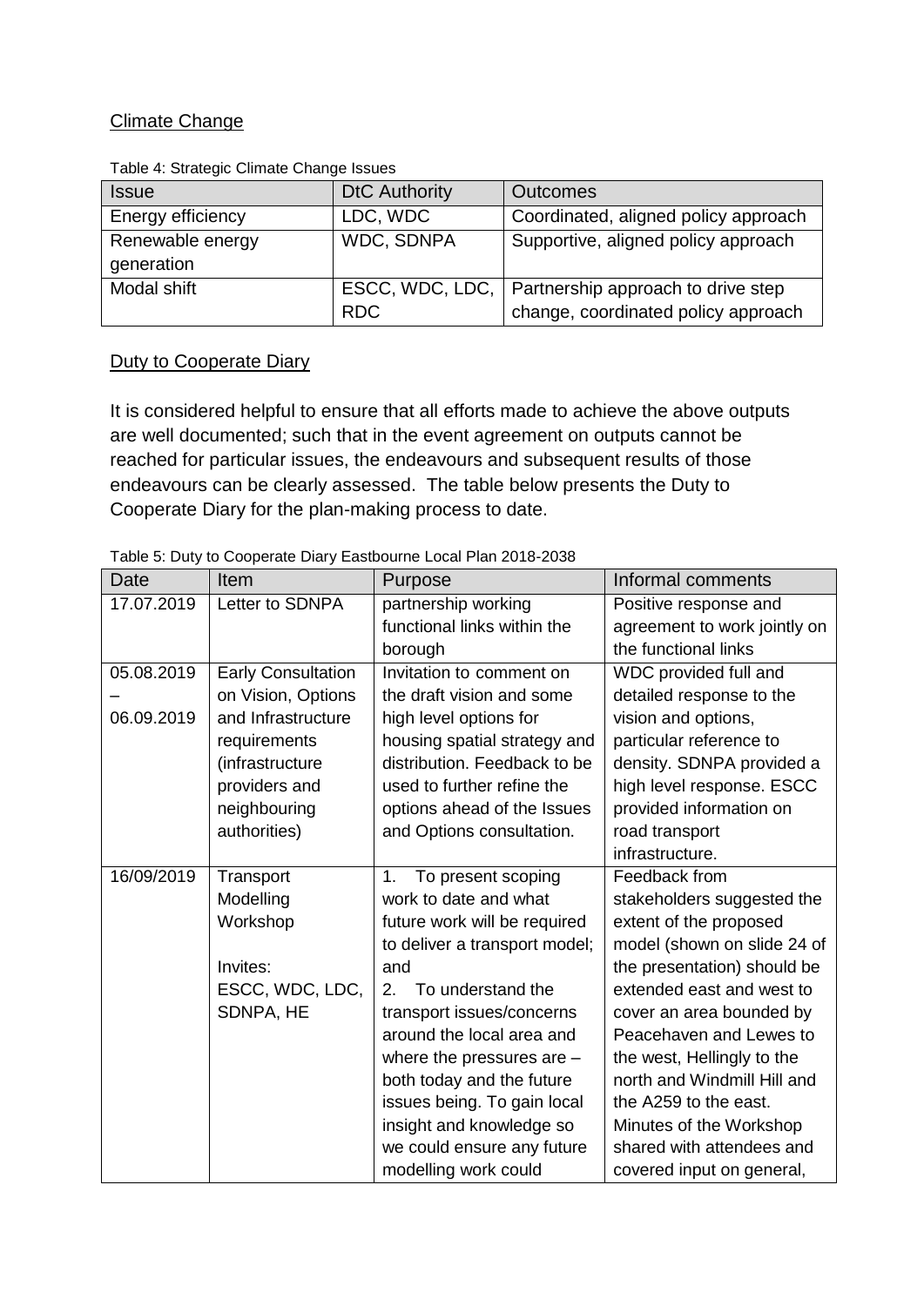## Climate Change

Table 4: Strategic Climate Change Issues

| Issue | DtC Authority | Outcomes |
|---|---|---|
| Energy efficiency | LDC, WDC | Coordinated, aligned policy approach |
| Renewable energy generation | WDC, SDNPA | Supportive, aligned policy approach |
| Modal shift | ESCC, WDC, LDC, RDC | Partnership approach to drive step change, coordinated policy approach |

## Duty to Cooperate Diary

It is considered helpful to ensure that all efforts made to achieve the above outputs are well documented; such that in the event agreement on outputs cannot be reached for particular issues, the endeavours and subsequent results of those endeavours can be clearly assessed. The table below presents the Duty to Cooperate Diary for the plan-making process to date.

Table 5: Duty to Cooperate Diary Eastbourne Local Plan 2018-2038

| Date | Item | Purpose | Informal comments |
|---|---|---|---|
| 17.07.2019 | Letter to SDNPA | partnership working functional links within the borough | Positive response and agreement to work jointly on the functional links |
| 05.08.2019 – 06.09.2019 | Early Consultation on Vision, Options and Infrastructure requirements (infrastructure providers and neighbouring authorities) | Invitation to comment on the draft vision and some high level options for housing spatial strategy and distribution. Feedback to be used to further refine the options ahead of the Issues and Options consultation. | WDC provided full and detailed response to the vision and options, particular reference to density. SDNPA provided a high level response. ESCC provided information on road transport infrastructure. |
| 16/09/2019 | Transport Modelling Workshop<br><br>Invites:<br>ESCC, WDC, LDC, SDNPA, HE | 1. To present scoping work to date and what future work will be required to deliver a transport model; and<br>2. To understand the transport issues/concerns around the local area and where the pressures are – both today and the future issues being. To gain local insight and knowledge so we could ensure any future modelling work could | Feedback from stakeholders suggested the extent of the proposed model (shown on slide 24 of the presentation) should be extended east and west to cover an area bounded by Peacehaven and Lewes to the west, Hellingly to the north and Windmill Hill and the A259 to the east. Minutes of the Workshop shared with attendees and covered input on general, |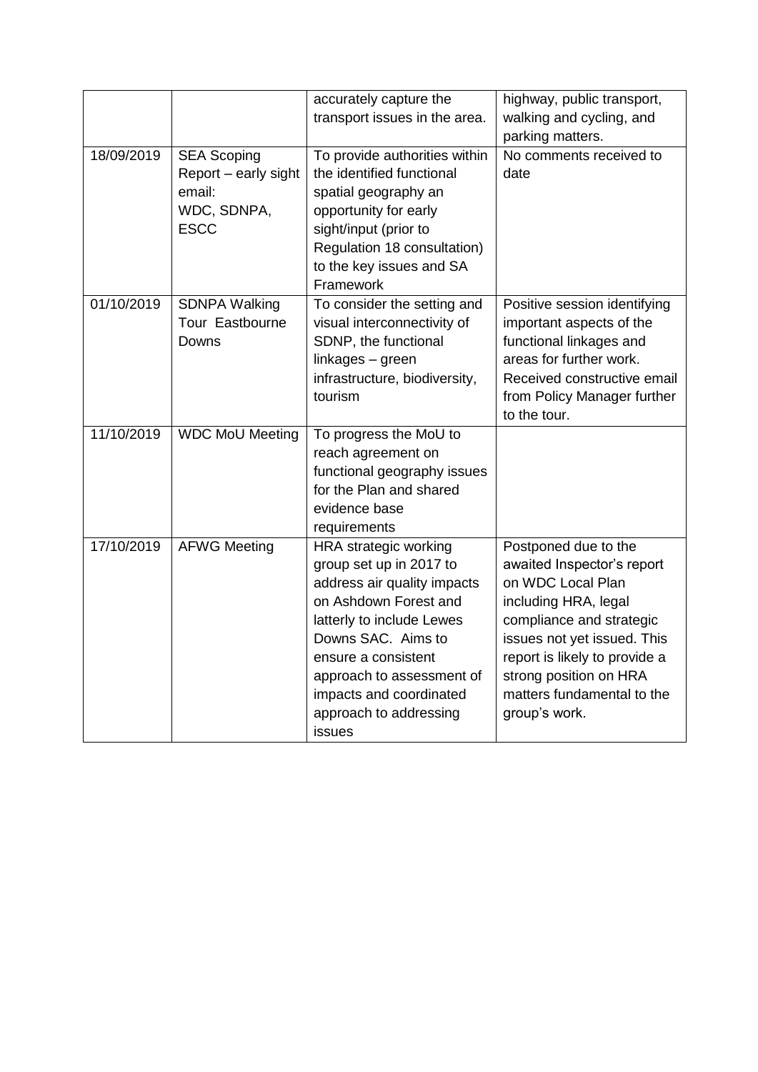| | | | |
|---|---|---|---|
| | | accurately capture the transport issues in the area. | highway, public transport, walking and cycling, and parking matters. |
| 18/09/2019 | SEA Scoping Report – early sight email: WDC, SDNPA, ESCC | To provide authorities within the identified functional spatial geography an opportunity for early sight/input (prior to Regulation 18 consultation) to the key issues and SA Framework | No comments received to date |
| 01/10/2019 | SDNPA Walking Tour Eastbourne Downs | To consider the setting and visual interconnectivity of SDNP, the functional linkages – green infrastructure, biodiversity, tourism | Positive session identifying important aspects of the functional linkages and areas for further work. Received constructive email from Policy Manager further to the tour. |
| 11/10/2019 | WDC MoU Meeting | To progress the MoU to reach agreement on functional geography issues for the Plan and shared evidence base requirements | |
| 17/10/2019 | AFWG Meeting | HRA strategic working group set up in 2017 to address air quality impacts on Ashdown Forest and latterly to include Lewes Downs SAC. Aims to ensure a consistent approach to assessment of impacts and coordinated approach to addressing issues | Postponed due to the awaited Inspector's report on WDC Local Plan including HRA, legal compliance and strategic issues not yet issued. This report is likely to provide a strong position on HRA matters fundamental to the group's work. |